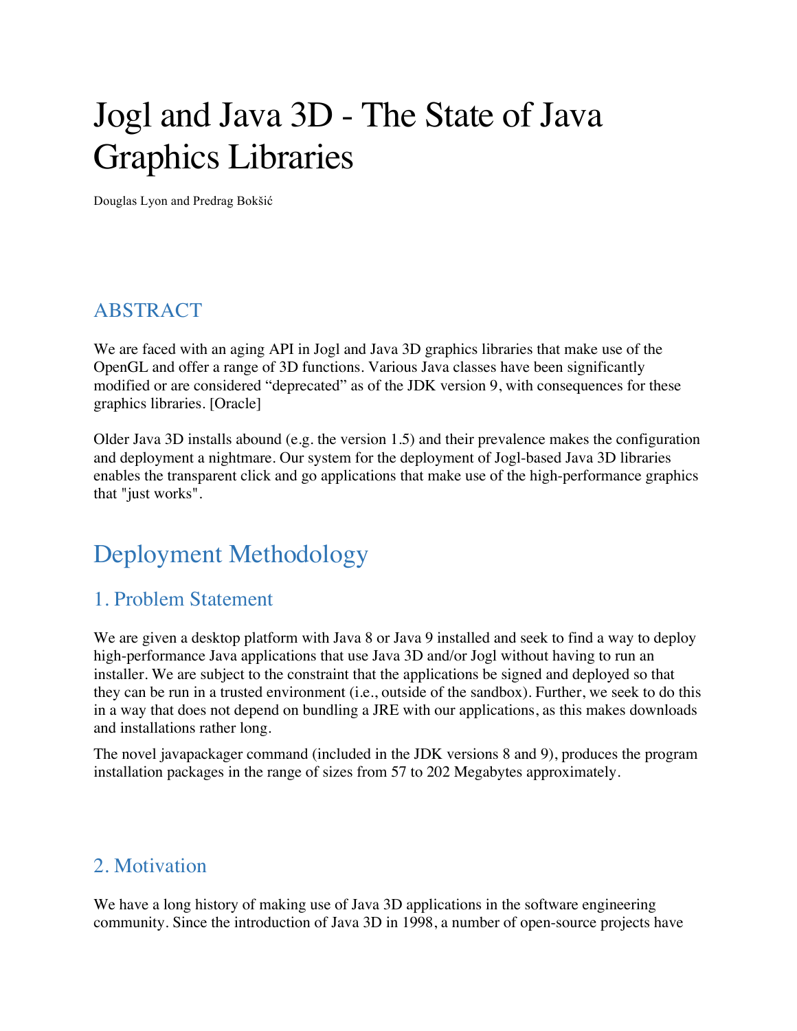# Jogl and Java 3D - The State of Java Graphics Libraries

Douglas Lyon and Predrag Bokšić

## ABSTRACT

We are faced with an aging API in Jogl and Java 3D graphics libraries that make use of the OpenGL and offer a range of 3D functions. Various Java classes have been significantly modified or are considered "deprecated" as of the JDK version 9, with consequences for these graphics libraries. [Oracle]

Older Java 3D installs abound (e.g. the version 1.5) and their prevalence makes the configuration and deployment a nightmare. Our system for the deployment of Jogl-based Java 3D libraries enables the transparent click and go applications that make use of the high-performance graphics that "just works".

# Deployment Methodology

## 1. Problem Statement

We are given a desktop platform with Java 8 or Java 9 installed and seek to find a way to deploy high-performance Java applications that use Java 3D and/or Jogl without having to run an installer. We are subject to the constraint that the applications be signed and deployed so that they can be run in a trusted environment (i.e., outside of the sandbox). Further, we seek to do this in a way that does not depend on bundling a JRE with our applications, as this makes downloads and installations rather long.

The novel javapackager command (included in the JDK versions 8 and 9), produces the program installation packages in the range of sizes from 57 to 202 Megabytes approximately.

## 2. Motivation

We have a long history of making use of Java 3D applications in the software engineering community. Since the introduction of Java 3D in 1998, a number of open-source projects have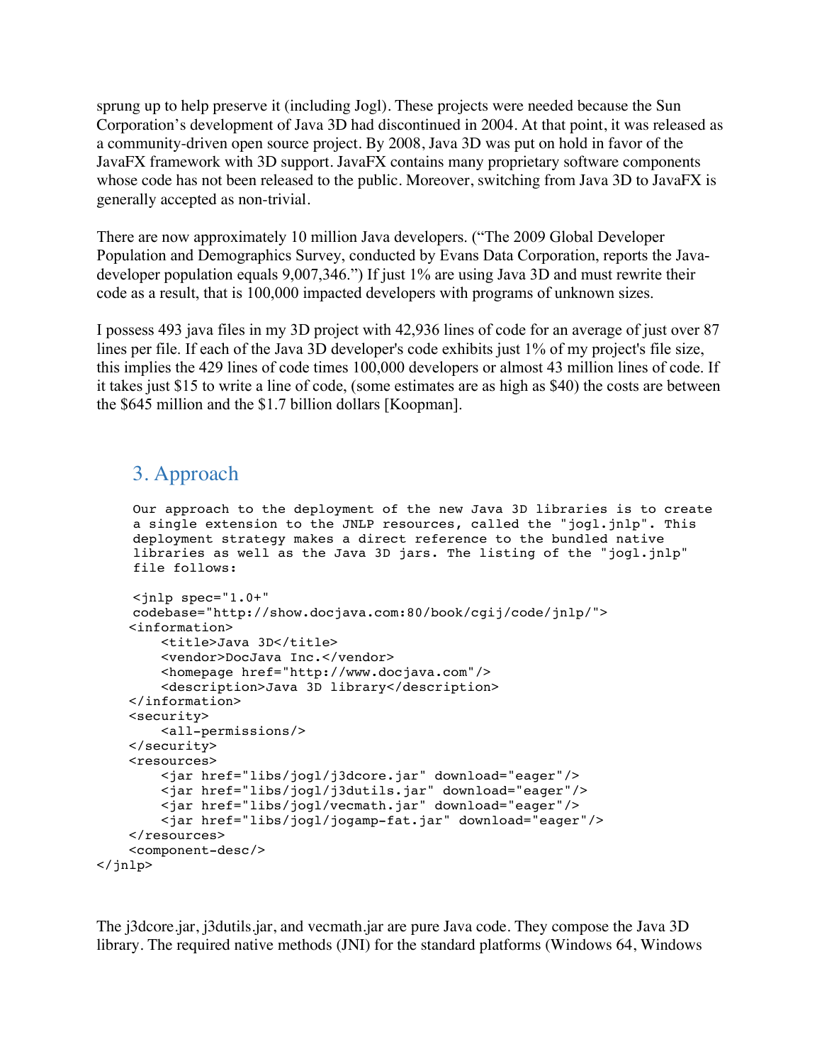sprung up to help preserve it (including Jogl). These projects were needed because the Sun Corporation's development of Java 3D had discontinued in 2004. At that point, it was released as a community-driven open source project. By 2008, Java 3D was put on hold in favor of the JavaFX framework with 3D support. JavaFX contains many proprietary software components whose code has not been released to the public. Moreover, switching from Java 3D to JavaFX is generally accepted as non-trivial.

There are now approximately 10 million Java developers. ("The 2009 Global Developer Population and Demographics Survey, conducted by Evans Data Corporation, reports the Java-developer population equals 9,007,346.") If just 1% are using Java 3D and must rewrite their code as a result, that is 100,000 impacted developers with programs of unknown sizes.

I possess 493 java files in my 3D project with 42,936 lines of code for an average of just over 87 lines per file. If each of the Java 3D developer's code exhibits just 1% of my project's file size, this implies the 429 lines of code times 100,000 developers or almost 43 million lines of code. If it takes just $15 to write a line of code, (some estimates are as high as $40) the costs are between the $645 million and the $1.7 billion dollars [Koopman].

## 3. Approach

Our approach to the deployment of the new Java 3D libraries is to create a single extension to the JNLP resources, called the "jogl.jnlp". This deployment strategy makes a direct reference to the bundled native libraries as well as the Java 3D jars. The listing of the "jogl.jnlp" file follows:

```
<jnlp spec="1.0+"
codebase="http://show.docjava.com:80/book/cgij/code/jnlp/">
<information>
    <title>Java 3D</title>
    <vendor>DocJava Inc.</vendor>
    <homepage href="http://www.docjava.com"/>
    <description>Java 3D library</description>
</information>
<security>
    <all-permissions/>
</security>
<resources>
    <jar href="libs/jogl/j3dcore.jar" download="eager"/>
    <jar href="libs/jogl/j3dutils.jar" download="eager"/>
    <jar href="libs/jogl/vecmath.jar" download="eager"/>
    <jar href="libs/jogl/jogamp-fat.jar" download="eager"/>
</resources>
<component-desc/>
</jnlp>
```

The j3dcore.jar, j3dutils.jar, and vecmath.jar are pure Java code. They compose the Java 3D library. The required native methods (JNI) for the standard platforms (Windows 64, Windows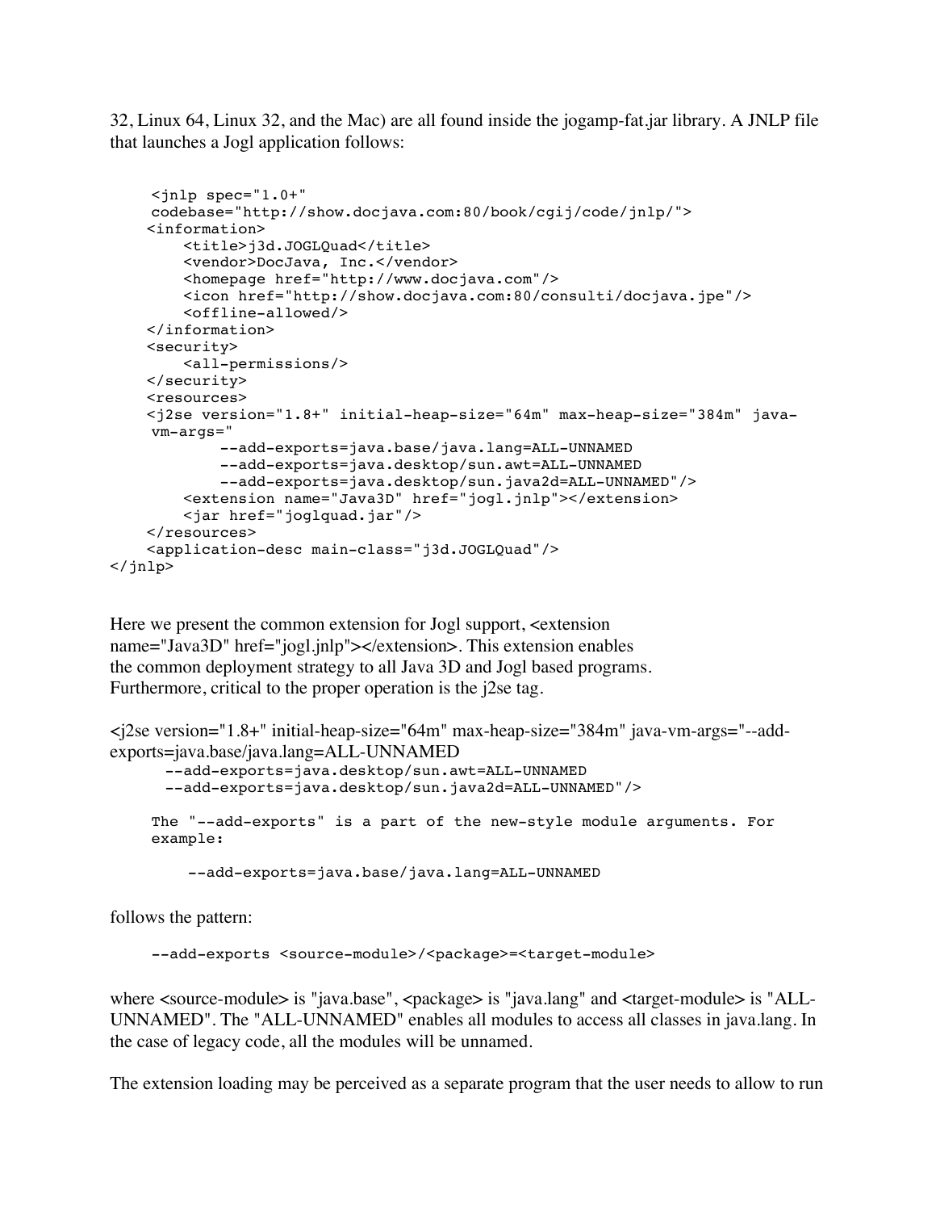32, Linux 64, Linux 32, and the Mac) are all found inside the jogamp-fat.jar library. A JNLP file that launches a Jogl application follows:

```
 <jnlp spec="1.0+"
 codebase="http://show.docjava.com:80/book/cgij/code/jnlp/">
<information>
    <title>j3d.JOGLQuad</title>
    <vendor>DocJava, Inc.</vendor>
    <homepage href="http://www.docjava.com"/>
    <icon href="http://show.docjava.com:80/consulti/docjava.jpe"/>
    <offline-allowed/>
</information>
<security>
    <all-permissions/>
</security>
<resources>
<j2se version="1.8+" initial-heap-size="64m" max-heap-size="384m" java-
vm-args="
        --add-exports=java.base/java.lang=ALL-UNNAMED
        --add-exports=java.desktop/sun.awt=ALL-UNNAMED
        --add-exports=java.desktop/sun.java2d=ALL-UNNAMED"/>
    <extension name="Java3D" href="jogl.jnlp"></extension>
    <jar href="joglquad.jar"/>
</resources>
<application-desc main-class="j3d.JOGLQuad"/>
</jnlp>
```

Here we present the common extension for Jogl support, <extension name="Java3D" href="jogl.jnlp"></extension>. This extension enables the common deployment strategy to all Java 3D and Jogl based programs. Furthermore, critical to the proper operation is the j2se tag.

<j2se version="1.8+" initial-heap-size="64m" max-heap-size="384m" java-vm-args="--add-exports=java.base/java.lang=ALL-UNNAMED

```
   --add-exports=java.desktop/sun.awt=ALL-UNNAMED
   --add-exports=java.desktop/sun.java2d=ALL-UNNAMED"/>
```

```
The "--add-exports" is a part of the new-style module arguments. For
example:

    --add-exports=java.base/java.lang=ALL-UNNAMED
```

follows the pattern:

```
--add-exports <source-module>/<package>=<target-module>
```

where <source-module> is "java.base", <package> is "java.lang" and <target-module> is "ALL-UNNAMED". The "ALL-UNNAMED" enables all modules to access all classes in java.lang. In the case of legacy code, all the modules will be unnamed.

The extension loading may be perceived as a separate program that the user needs to allow to run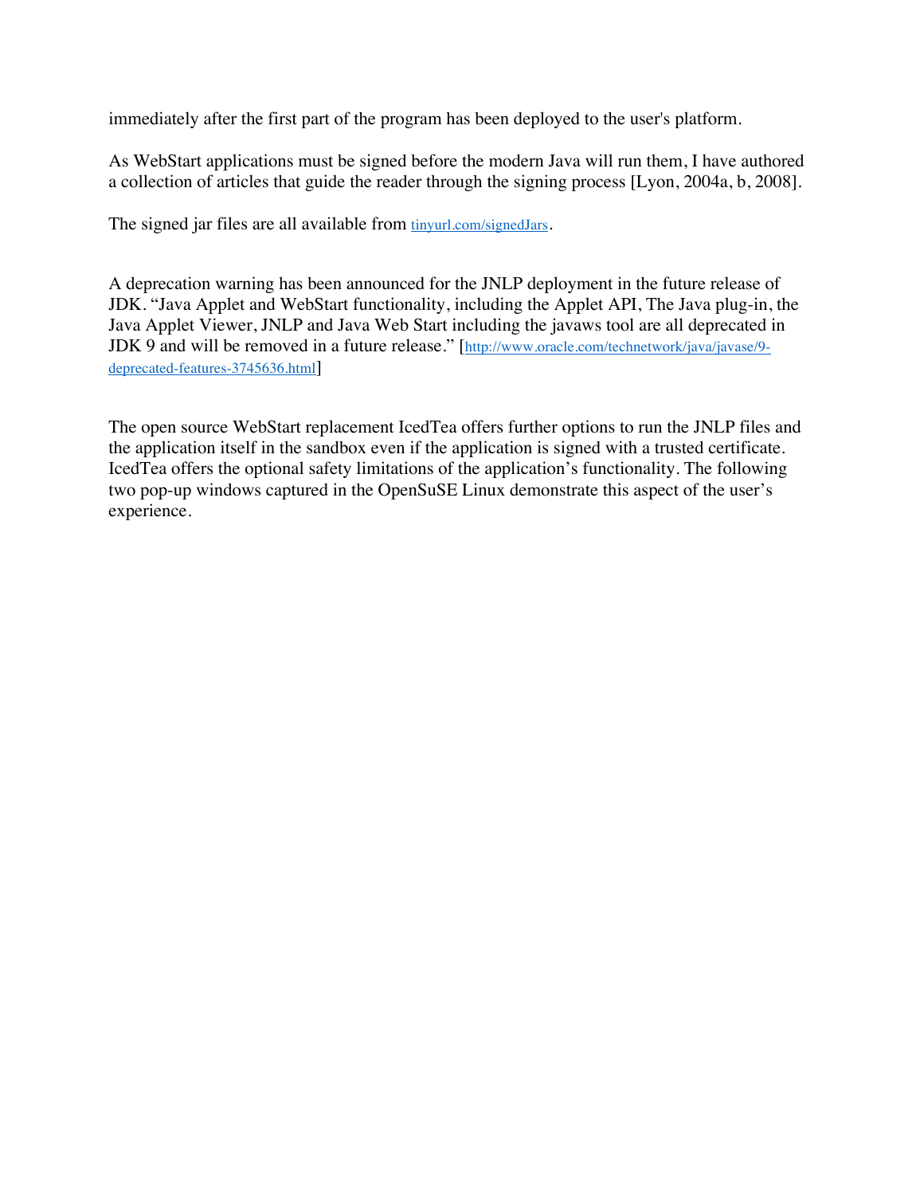immediately after the first part of the program has been deployed to the user's platform.

As WebStart applications must be signed before the modern Java will run them, I have authored a collection of articles that guide the reader through the signing process [Lyon, 2004a, b, 2008].

The signed jar files are all available from [tinyurl.com/signedJars](tinyurl.com/signedJars).

A deprecation warning has been announced for the JNLP deployment in the future release of JDK. “Java Applet and WebStart functionality, including the Applet API, The Java plug-in, the Java Applet Viewer, JNLP and Java Web Start including the javaws tool are all deprecated in JDK 9 and will be removed in a future release.” [[http://www.oracle.com/technetwork/java/javase/9-deprecated-features-3745636.html](http://www.oracle.com/technetwork/java/javase/9-deprecated-features-3745636.html)]

The open source WebStart replacement IcedTea offers further options to run the JNLP files and the application itself in the sandbox even if the application is signed with a trusted certificate. IcedTea offers the optional safety limitations of the application’s functionality. The following two pop-up windows captured in the OpenSuSE Linux demonstrate this aspect of the user’s experience.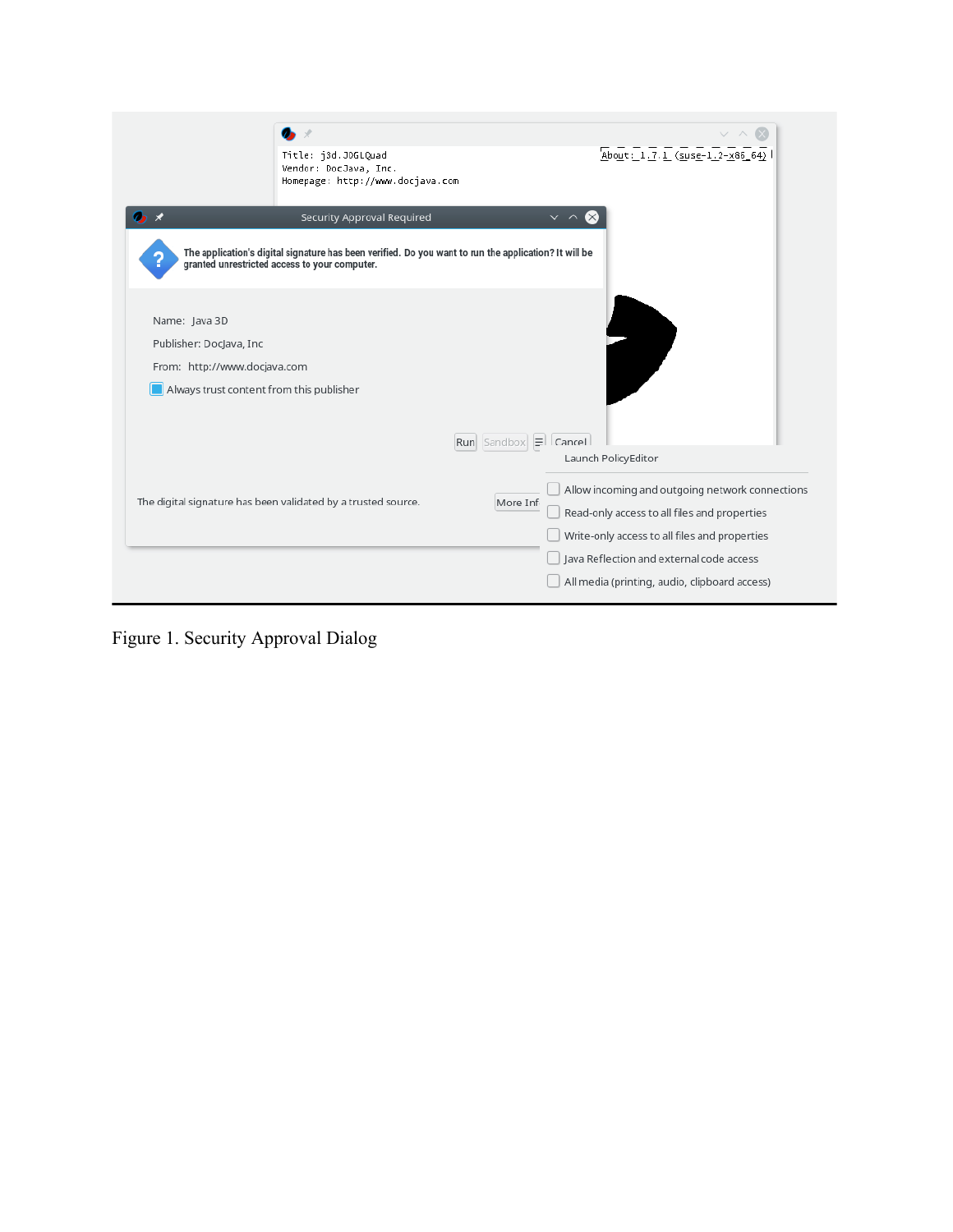Figure 1. Security Approval Dialog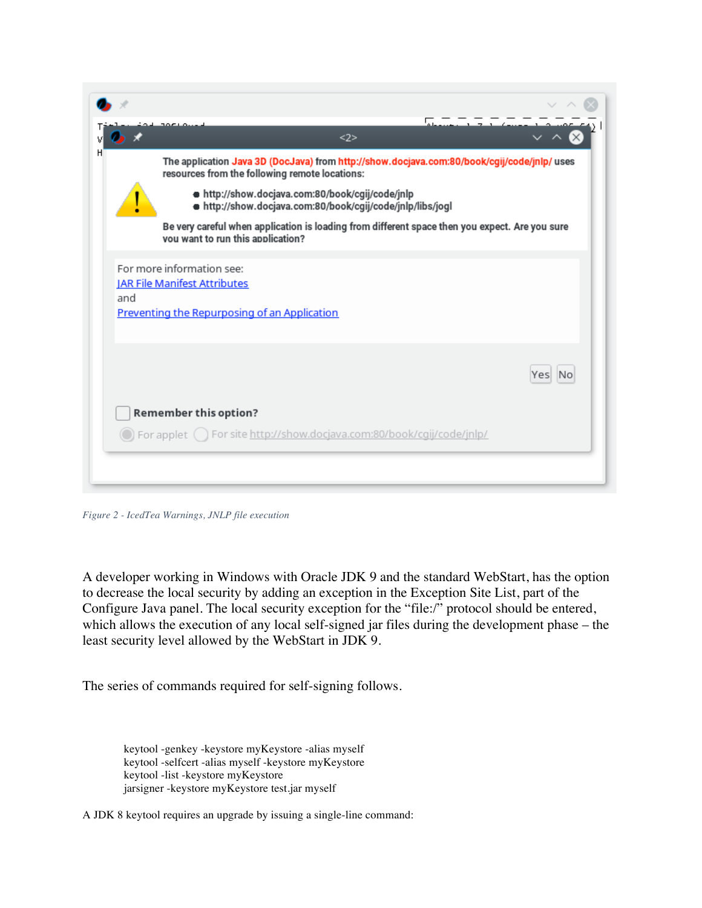Figure 2 - IcedTea Warnings, JNLP file execution

A developer working in Windows with Oracle JDK 9 and the standard WebStart, has the option to decrease the local security by adding an exception in the Exception Site List, part of the Configure Java panel. The local security exception for the “file:/” protocol should be entered, which allows the execution of any local self-signed jar files during the development phase – the least security level allowed by the WebStart in JDK 9.

The series of commands required for self-signing follows.

```
keytool -genkey -keystore myKeystore -alias myself
keytool -selfcert -alias myself -keystore myKeystore
keytool -list -keystore myKeystore
jarsigner -keystore myKeystore test.jar myself
```

A JDK 8 keytool requires an upgrade by issuing a single-line command: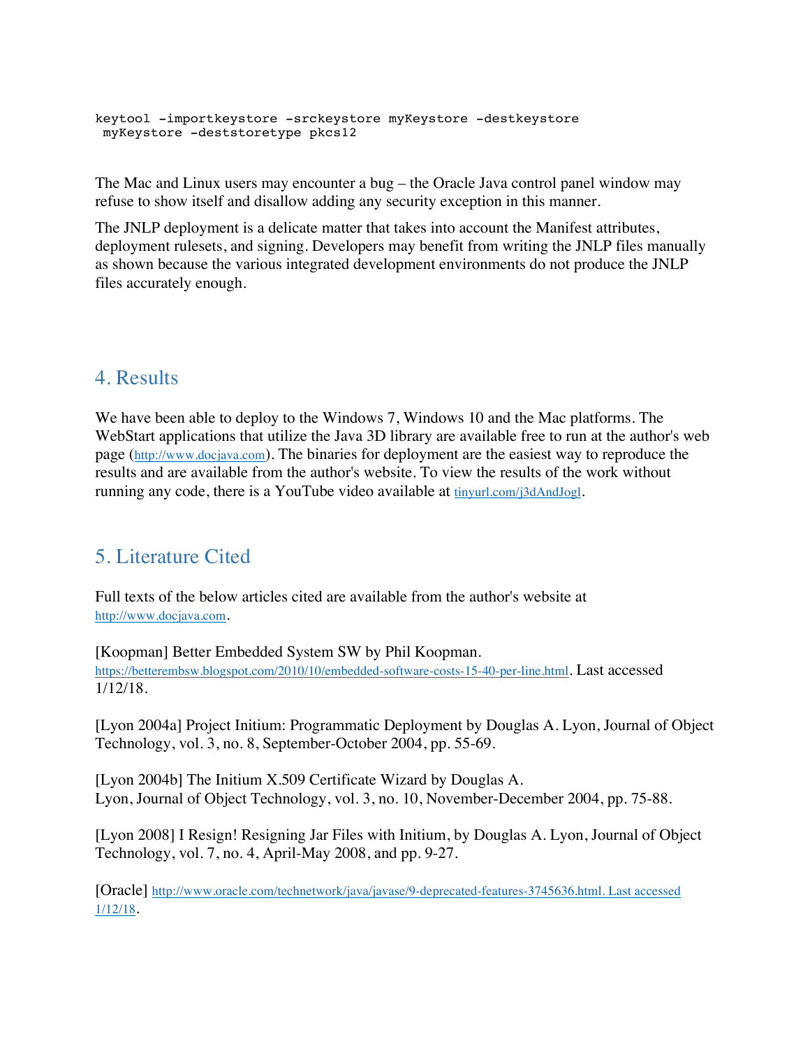```
keytool -importkeystore -srckeystore myKeystore -destkeystore
 myKeystore -deststoretype pkcs12
```

The Mac and Linux users may encounter a bug – the Oracle Java control panel window may refuse to show itself and disallow adding any security exception in this manner.

The JNLP deployment is a delicate matter that takes into account the Manifest attributes, deployment rulesets, and signing. Developers may benefit from writing the JNLP files manually as shown because the various integrated development environments do not produce the JNLP files accurately enough.

## 4. Results

We have been able to deploy to the Windows 7, Windows 10 and the Mac platforms. The WebStart applications that utilize the Java 3D library are available free to run at the author's web page (http://www.docjava.com). The binaries for deployment are the easiest way to reproduce the results and are available from the author's website. To view the results of the work without running any code, there is a YouTube video available at tinyurl.com/j3dAndJogl.

## 5. Literature Cited

Full texts of the below articles cited are available from the author's website at http://www.docjava.com.

[Koopman] Better Embedded System SW by Phil Koopman. https://betterembsw.blogspot.com/2010/10/embedded-software-costs-15-40-per-line.html. Last accessed 1/12/18.

[Lyon 2004a] Project Initium: Programmatic Deployment by Douglas A. Lyon, Journal of Object Technology, vol. 3, no. 8, September-October 2004, pp. 55-69.

[Lyon 2004b] The Initium X.509 Certificate Wizard by Douglas A. Lyon, Journal of Object Technology, vol. 3, no. 10, November-December 2004, pp. 75-88.

[Lyon 2008] I Resign! Resigning Jar Files with Initium, by Douglas A. Lyon, Journal of Object Technology, vol. 7, no. 4, April-May 2008, and pp. 9-27.

[Oracle] http://www.oracle.com/technetwork/java/javase/9-deprecated-features-3745636.html. Last accessed 1/12/18.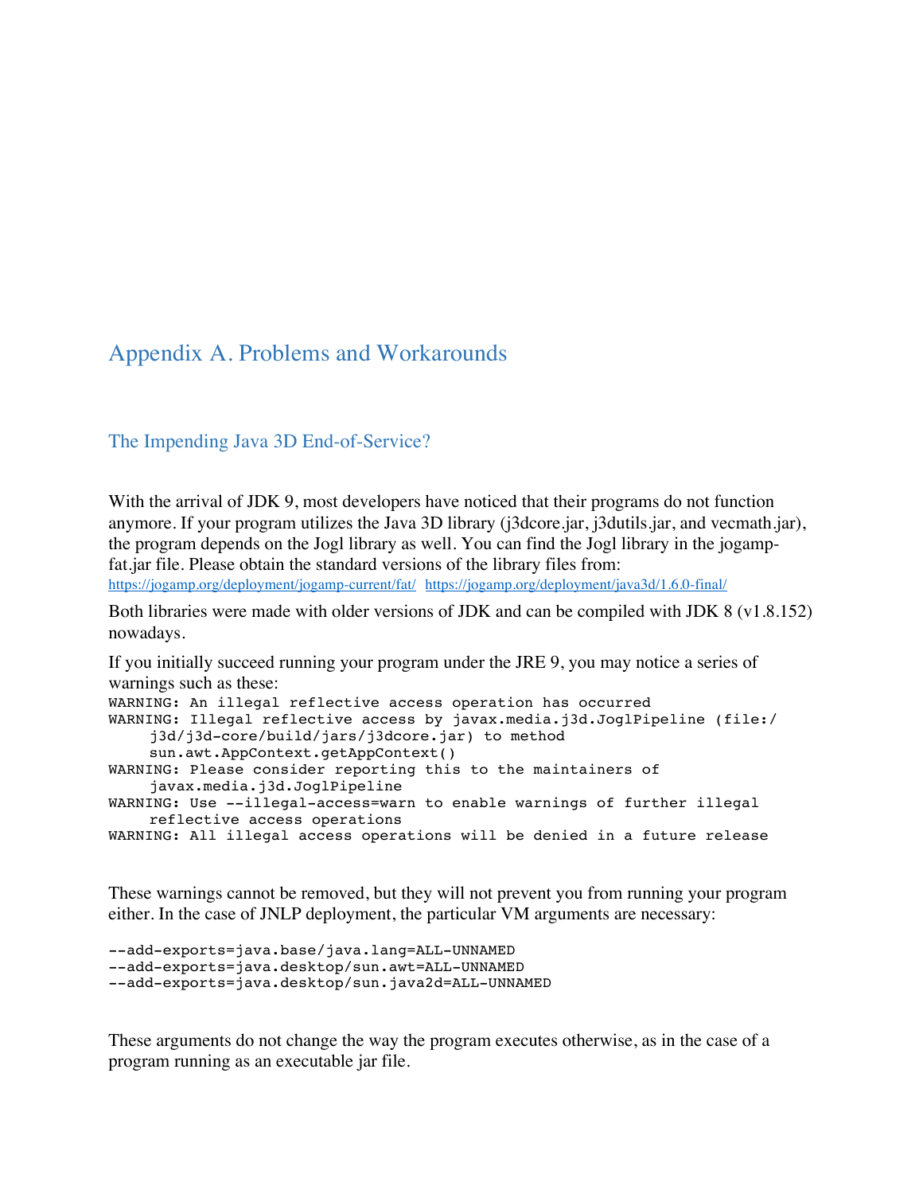# Appendix A. Problems and Workarounds

## The Impending Java 3D End-of-Service?

With the arrival of JDK 9, most developers have noticed that their programs do not function anymore. If your program utilizes the Java 3D library (j3dcore.jar, j3dutils.jar, and vecmath.jar), the program depends on the Jogl library as well. You can find the Jogl library in the jogamp-fat.jar file. Please obtain the standard versions of the library files from:
https://jogamp.org/deployment/jogamp-current/fat/ https://jogamp.org/deployment/java3d/1.6.0-final/

Both libraries were made with older versions of JDK and can be compiled with JDK 8 (v1.8.152) nowadays.

If you initially succeed running your program under the JRE 9, you may notice a series of warnings such as these:

```
WARNING: An illegal reflective access operation has occurred
WARNING: Illegal reflective access by javax.media.j3d.JoglPipeline (file:/
     j3d/j3d-core/build/jars/j3dcore.jar) to method
     sun.awt.AppContext.getAppContext()
WARNING: Please consider reporting this to the maintainers of
     javax.media.j3d.JoglPipeline
WARNING: Use --illegal-access=warn to enable warnings of further illegal
     reflective access operations
WARNING: All illegal access operations will be denied in a future release
```

These warnings cannot be removed, but they will not prevent you from running your program either. In the case of JNLP deployment, the particular VM arguments are necessary:

```
--add-exports=java.base/java.lang=ALL-UNNAMED
--add-exports=java.desktop/sun.awt=ALL-UNNAMED
--add-exports=java.desktop/sun.java2d=ALL-UNNAMED
```

These arguments do not change the way the program executes otherwise, as in the case of a program running as an executable jar file.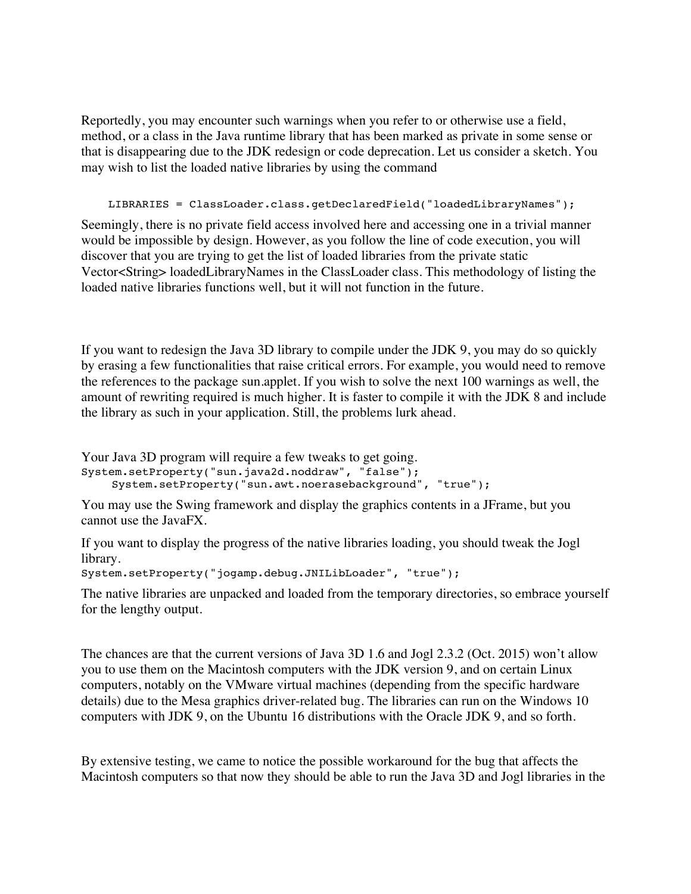Reportedly, you may encounter such warnings when you refer to or otherwise use a field, method, or a class in the Java runtime library that has been marked as private in some sense or that is disappearing due to the JDK redesign or code deprecation. Let us consider a sketch. You may wish to list the loaded native libraries by using the command

```
LIBRARIES = ClassLoader.class.getDeclaredField("loadedLibraryNames");
```

Seemingly, there is no private field access involved here and accessing one in a trivial manner would be impossible by design. However, as you follow the line of code execution, you will discover that you are trying to get the list of loaded libraries from the private static Vector<String> loadedLibraryNames in the ClassLoader class. This methodology of listing the loaded native libraries functions well, but it will not function in the future.

If you want to redesign the Java 3D library to compile under the JDK 9, you may do so quickly by erasing a few functionalities that raise critical errors. For example, you would need to remove the references to the package sun.applet. If you wish to solve the next 100 warnings as well, the amount of rewriting required is much higher. It is faster to compile it with the JDK 8 and include the library as such in your application. Still, the problems lurk ahead.

Your Java 3D program will require a few tweaks to get going.

```
System.setProperty("sun.java2d.noddraw", "false");
     System.setProperty("sun.awt.noerasebackground", "true");
```

You may use the Swing framework and display the graphics contents in a JFrame, but you cannot use the JavaFX.

If you want to display the progress of the native libraries loading, you should tweak the Jogl library.

```
System.setProperty("jogamp.debug.JNILibLoader", "true");
```

The native libraries are unpacked and loaded from the temporary directories, so embrace yourself for the lengthy output.

The chances are that the current versions of Java 3D 1.6 and Jogl 2.3.2 (Oct. 2015) won't allow you to use them on the Macintosh computers with the JDK version 9, and on certain Linux computers, notably on the VMware virtual machines (depending from the specific hardware details) due to the Mesa graphics driver-related bug. The libraries can run on the Windows 10 computers with JDK 9, on the Ubuntu 16 distributions with the Oracle JDK 9, and so forth.

By extensive testing, we came to notice the possible workaround for the bug that affects the Macintosh computers so that now they should be able to run the Java 3D and Jogl libraries in the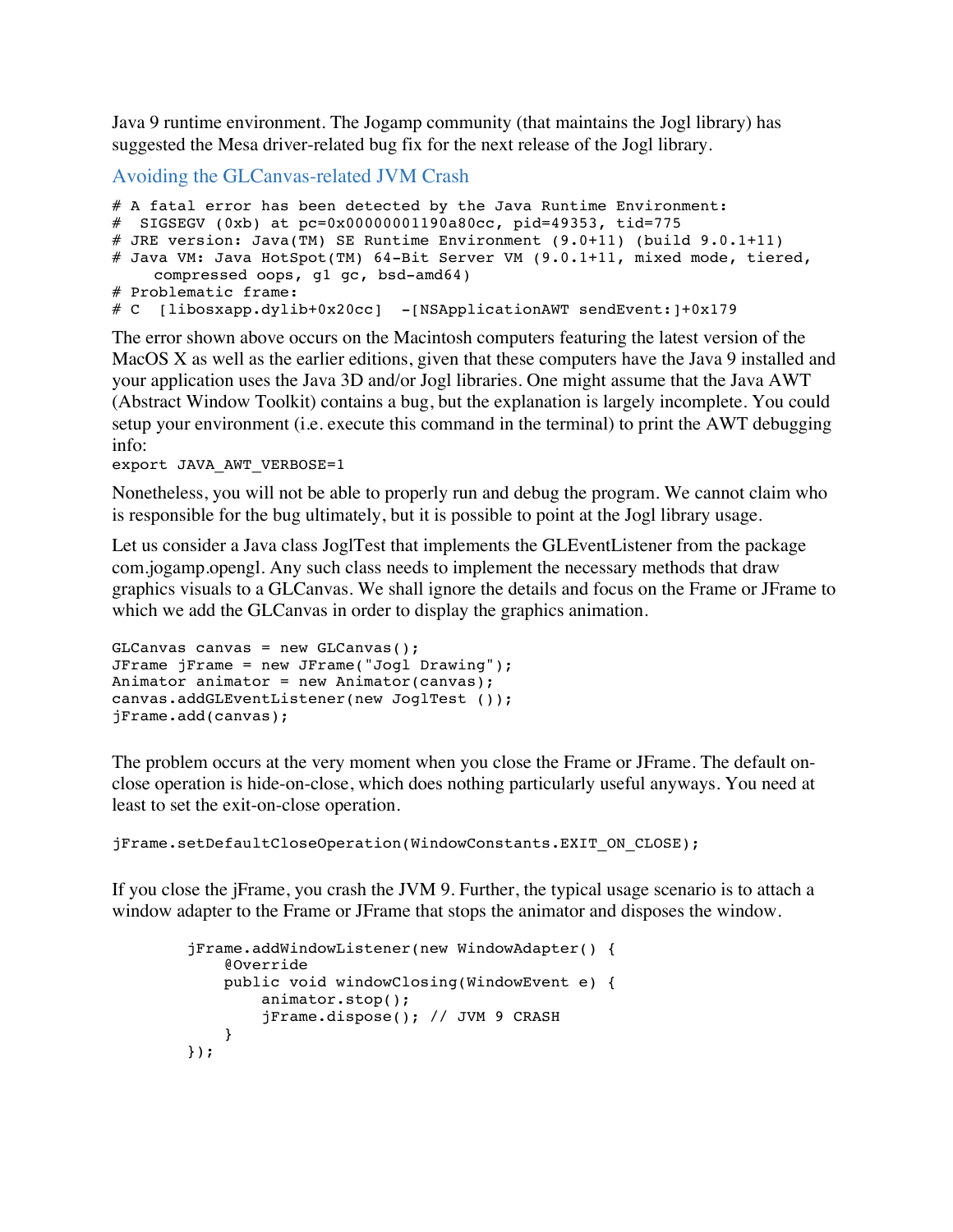Java 9 runtime environment. The Jogamp community (that maintains the Jogl library) has suggested the Mesa driver-related bug fix for the next release of the Jogl library.

## Avoiding the GLCanvas-related JVM Crash

```
# A fatal error has been detected by the Java Runtime Environment:
#  SIGSEGV (0xb) at pc=0x00000001190a80cc, pid=49353, tid=775
# JRE version: Java(TM) SE Runtime Environment (9.0+11) (build 9.0.1+11)
# Java VM: Java HotSpot(TM) 64-Bit Server VM (9.0.1+11, mixed mode, tiered,
    compressed oops, g1 gc, bsd-amd64)
# Problematic frame:
# C  [libosxapp.dylib+0x20cc]  -[NSApplicationAWT sendEvent:]+0x179
```

The error shown above occurs on the Macintosh computers featuring the latest version of the MacOS X as well as the earlier editions, given that these computers have the Java 9 installed and your application uses the Java 3D and/or Jogl libraries. One might assume that the Java AWT (Abstract Window Toolkit) contains a bug, but the explanation is largely incomplete. You could setup your environment (i.e. execute this command in the terminal) to print the AWT debugging info:

```
export JAVA_AWT_VERBOSE=1
```

Nonetheless, you will not be able to properly run and debug the program. We cannot claim who is responsible for the bug ultimately, but it is possible to point at the Jogl library usage.

Let us consider a Java class JoglTest that implements the GLEventListener from the package com.jogamp.opengl. Any such class needs to implement the necessary methods that draw graphics visuals to a GLCanvas. We shall ignore the details and focus on the Frame or JFrame to which we add the GLCanvas in order to display the graphics animation.

```
GLCanvas canvas = new GLCanvas();
JFrame jFrame = new JFrame("Jogl Drawing");
Animator animator = new Animator(canvas);
canvas.addGLEventListener(new JoglTest ());
jFrame.add(canvas);
```

The problem occurs at the very moment when you close the Frame or JFrame. The default on-close operation is hide-on-close, which does nothing particularly useful anyways. You need at least to set the exit-on-close operation.

```
jFrame.setDefaultCloseOperation(WindowConstants.EXIT_ON_CLOSE);
```

If you close the jFrame, you crash the JVM 9. Further, the typical usage scenario is to attach a window adapter to the Frame or JFrame that stops the animator and disposes the window.

```
        jFrame.addWindowListener(new WindowAdapter() {
            @Override
            public void windowClosing(WindowEvent e) {
                animator.stop();
                jFrame.dispose(); // JVM 9 CRASH
            }
        });
```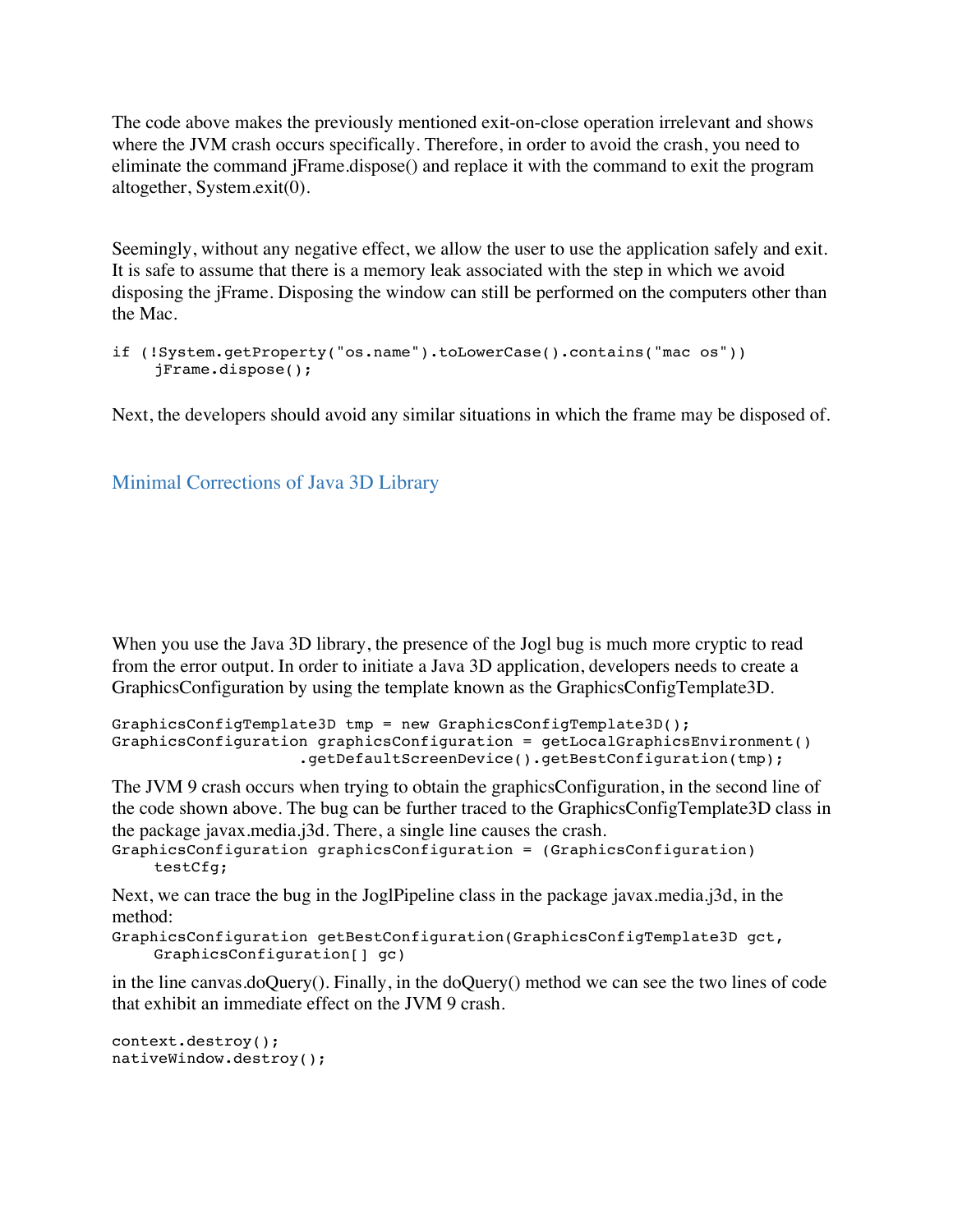The code above makes the previously mentioned exit-on-close operation irrelevant and shows where the JVM crash occurs specifically. Therefore, in order to avoid the crash, you need to eliminate the command jFrame.dispose() and replace it with the command to exit the program altogether, System.exit(0).

Seemingly, without any negative effect, we allow the user to use the application safely and exit. It is safe to assume that there is a memory leak associated with the step in which we avoid disposing the jFrame. Disposing the window can still be performed on the computers other than the Mac.

```
if (!System.getProperty("os.name").toLowerCase().contains("mac os"))
    jFrame.dispose();
```

Next, the developers should avoid any similar situations in which the frame may be disposed of.

## Minimal Corrections of Java 3D Library

When you use the Java 3D library, the presence of the Jogl bug is much more cryptic to read from the error output. In order to initiate a Java 3D application, developers needs to create a GraphicsConfiguration by using the template known as the GraphicsConfigTemplate3D.

```
GraphicsConfigTemplate3D tmp = new GraphicsConfigTemplate3D();
GraphicsConfiguration graphicsConfiguration = getLocalGraphicsEnvironment()
                  .getDefaultScreenDevice().getBestConfiguration(tmp);
```

The JVM 9 crash occurs when trying to obtain the graphicsConfiguration, in the second line of the code shown above. The bug can be further traced to the GraphicsConfigTemplate3D class in the package javax.media.j3d. There, a single line causes the crash.

```
GraphicsConfiguration graphicsConfiguration = (GraphicsConfiguration)
    testCfg;
```

Next, we can trace the bug in the JoglPipeline class in the package javax.media.j3d, in the method:

```
GraphicsConfiguration getBestConfiguration(GraphicsConfigTemplate3D gct,
    GraphicsConfiguration[] gc)
```

in the line canvas.doQuery(). Finally, in the doQuery() method we can see the two lines of code that exhibit an immediate effect on the JVM 9 crash.

```
context.destroy();
nativeWindow.destroy();
```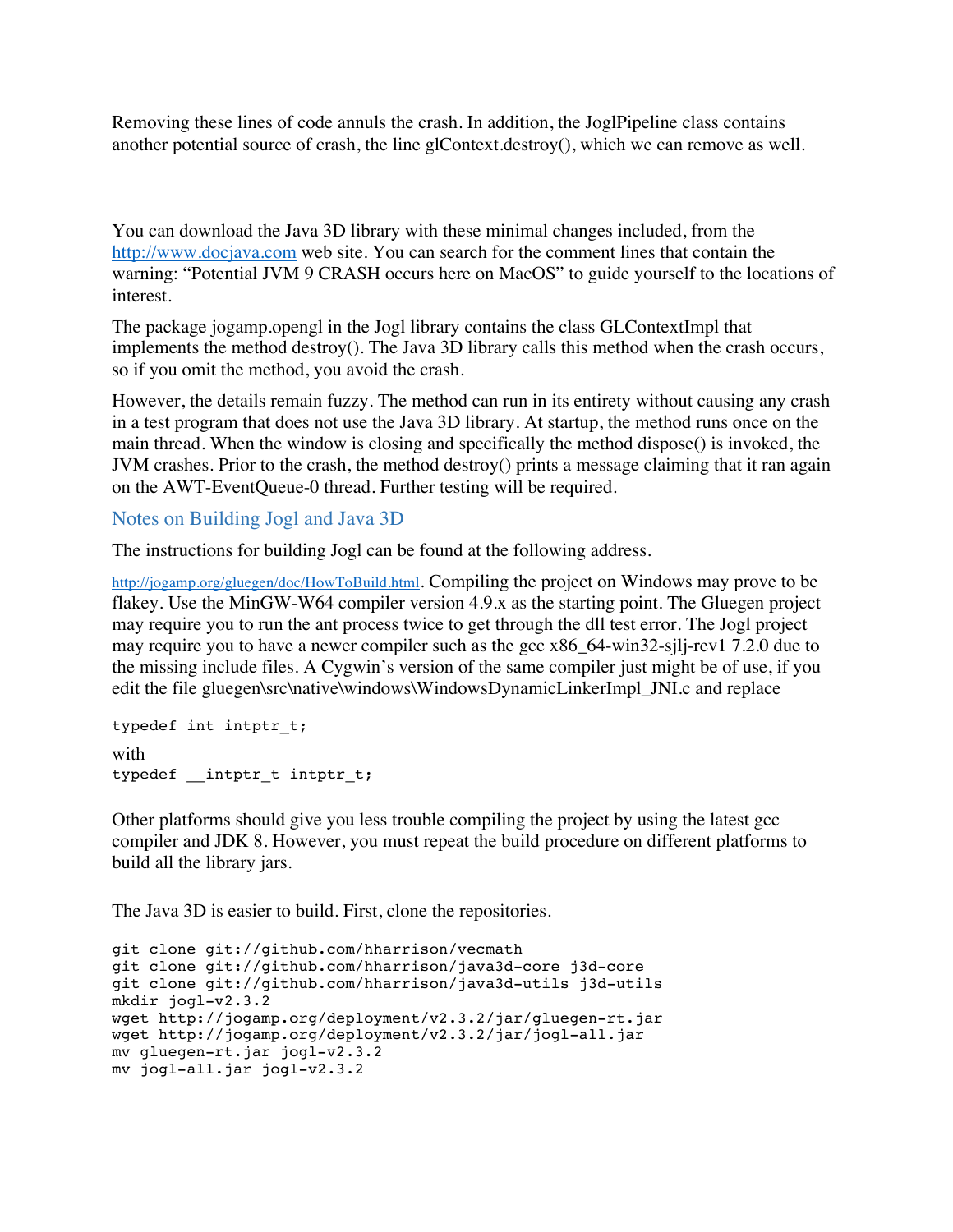Removing these lines of code annuls the crash. In addition, the JoglPipeline class contains another potential source of crash, the line glContext.destroy(), which we can remove as well.

You can download the Java 3D library with these minimal changes included, from the [http://www.docjava.com](http://www.docjava.com) web site. You can search for the comment lines that contain the warning: "Potential JVM 9 CRASH occurs here on MacOS" to guide yourself to the locations of interest.

The package jogamp.opengl in the Jogl library contains the class GLContextImpl that implements the method destroy(). The Java 3D library calls this method when the crash occurs, so if you omit the method, you avoid the crash.

However, the details remain fuzzy. The method can run in its entirety without causing any crash in a test program that does not use the Java 3D library. At startup, the method runs once on the main thread. When the window is closing and specifically the method dispose() is invoked, the JVM crashes. Prior to the crash, the method destroy() prints a message claiming that it ran again on the AWT-EventQueue-0 thread. Further testing will be required.

## Notes on Building Jogl and Java 3D

The instructions for building Jogl can be found at the following address.

[http://jogamp.org/gluegen/doc/HowToBuild.html](http://jogamp.org/gluegen/doc/HowToBuild.html). Compiling the project on Windows may prove to be flakey. Use the MinGW-W64 compiler version 4.9.x as the starting point. The Gluegen project may require you to run the ant process twice to get through the dll test error. The Jogl project may require you to have a newer compiler such as the gcc x86_64-win32-sjlj-rev1 7.2.0 due to the missing include files. A Cygwin's version of the same compiler just might be of use, if you edit the file gluegen\src\native\windows\WindowsDynamicLinkerImpl_JNI.c and replace

```
typedef int intptr_t;
```

with

```
typedef __intptr_t intptr_t;
```

Other platforms should give you less trouble compiling the project by using the latest gcc compiler and JDK 8. However, you must repeat the build procedure on different platforms to build all the library jars.

The Java 3D is easier to build. First, clone the repositories.

```
git clone git://github.com/hharrison/vecmath
git clone git://github.com/hharrison/java3d-core j3d-core
git clone git://github.com/hharrison/java3d-utils j3d-utils
mkdir jogl-v2.3.2
wget http://jogamp.org/deployment/v2.3.2/jar/gluegen-rt.jar
wget http://jogamp.org/deployment/v2.3.2/jar/jogl-all.jar
mv gluegen-rt.jar jogl-v2.3.2
mv jogl-all.jar jogl-v2.3.2
```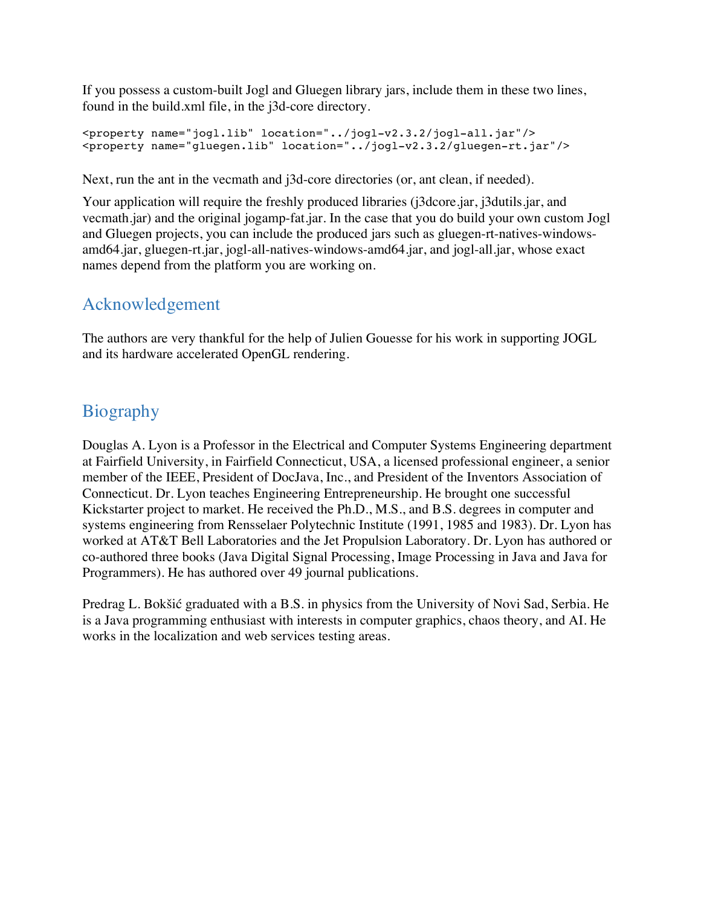If you possess a custom-built Jogl and Gluegen library jars, include them in these two lines, found in the build.xml file, in the j3d-core directory.

```
<property name="jogl.lib" location="../jogl-v2.3.2/jogl-all.jar"/>
<property name="gluegen.lib" location="../jogl-v2.3.2/gluegen-rt.jar"/>
```

Next, run the ant in the vecmath and j3d-core directories (or, ant clean, if needed).

Your application will require the freshly produced libraries (j3dcore.jar, j3dutils.jar, and vecmath.jar) and the original jogamp-fat.jar. In the case that you do build your own custom Jogl and Gluegen projects, you can include the produced jars such as gluegen-rt-natives-windows-amd64.jar, gluegen-rt.jar, jogl-all-natives-windows-amd64.jar, and jogl-all.jar, whose exact names depend from the platform you are working on.

## Acknowledgement

The authors are very thankful for the help of Julien Gouesse for his work in supporting JOGL and its hardware accelerated OpenGL rendering.

## Biography

Douglas A. Lyon is a Professor in the Electrical and Computer Systems Engineering department at Fairfield University, in Fairfield Connecticut, USA, a licensed professional engineer, a senior member of the IEEE, President of DocJava, Inc., and President of the Inventors Association of Connecticut. Dr. Lyon teaches Engineering Entrepreneurship. He brought one successful Kickstarter project to market. He received the Ph.D., M.S., and B.S. degrees in computer and systems engineering from Rensselaer Polytechnic Institute (1991, 1985 and 1983). Dr. Lyon has worked at AT&T Bell Laboratories and the Jet Propulsion Laboratory. Dr. Lyon has authored or co-authored three books (Java Digital Signal Processing, Image Processing in Java and Java for Programmers). He has authored over 49 journal publications.

Predrag L. Bokšić graduated with a B.S. in physics from the University of Novi Sad, Serbia. He is a Java programming enthusiast with interests in computer graphics, chaos theory, and AI. He works in the localization and web services testing areas.